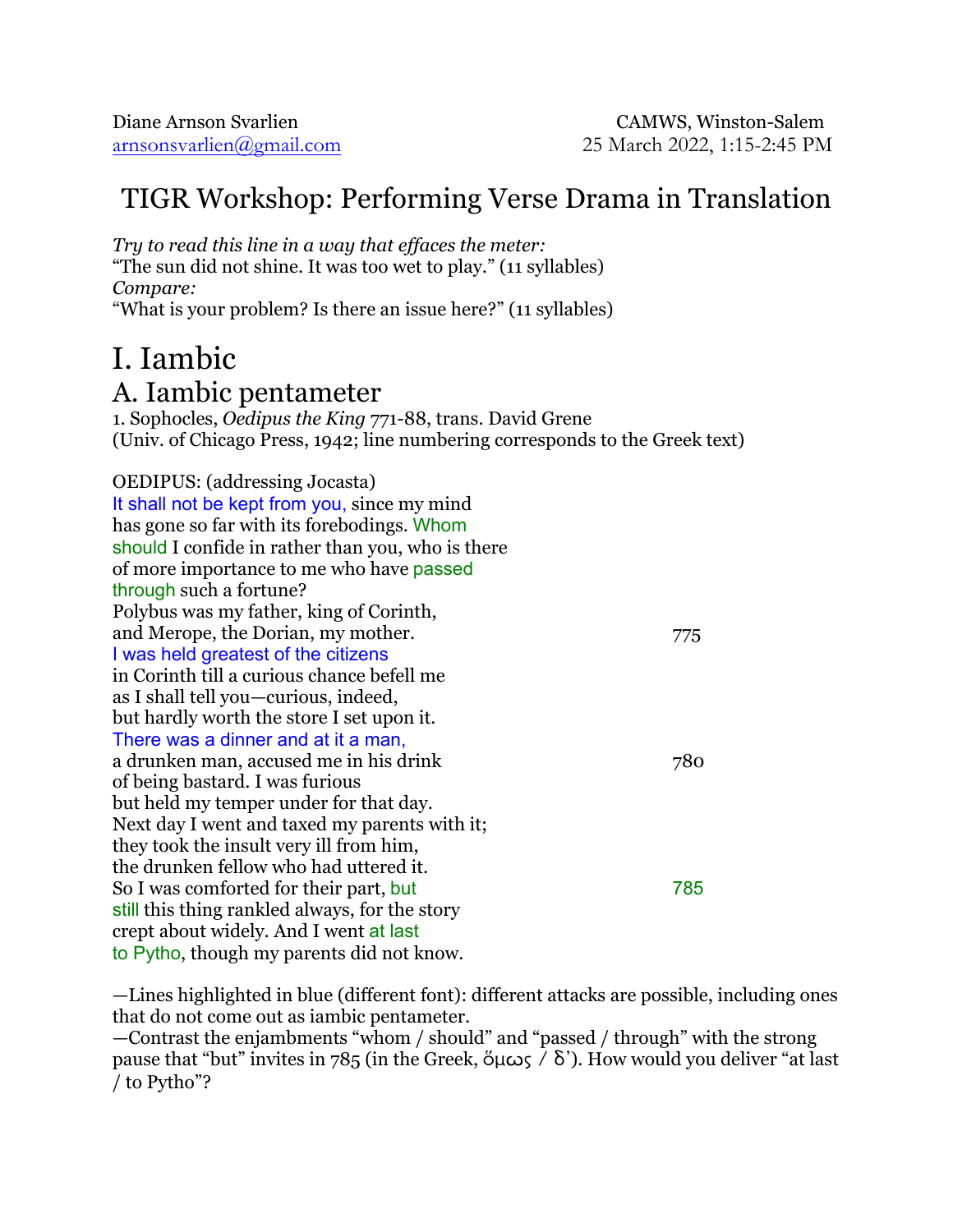Diane Arnson Svarlien
arnsonsvarlien@gmail.com

CAMWS, Winston-Salem
25 March 2022, 1:15-2:45 PM

# TIGR Workshop: Performing Verse Drama in Translation

*Try to read this line in a way that effaces the meter:*
"The sun did not shine. It was too wet to play." (11 syllables)
*Compare:*
"What is your problem? Is there an issue here?" (11 syllables)

# I. Iambic

## A. Iambic pentameter

1. Sophocles, *Oedipus the King* 771-88, trans. David Grene
(Univ. of Chicago Press, 1942; line numbering corresponds to the Greek text)

OEDIPUS: (addressing Jocasta)
It shall not be kept from you, since my mind
has gone so far with its forebodings. Whom
should I confide in rather than you, who is there
of more importance to me who have passed
through such a fortune?
Polybus was my father, king of Corinth,
and Merope, the Dorian, my mother. 775
I was held greatest of the citizens
in Corinth till a curious chance befell me
as I shall tell you—curious, indeed,
but hardly worth the store I set upon it.
There was a dinner and at it a man,
a drunken man, accused me in his drink 780
of being bastard. I was furious
but held my temper under for that day.
Next day I went and taxed my parents with it;
they took the insult very ill from him,
the drunken fellow who had uttered it.
So I was comforted for their part, but 785
still this thing rankled always, for the story
crept about widely. And I went at last
to Pytho, though my parents did not know.

—Lines highlighted in blue (different font): different attacks are possible, including ones that do not come out as iambic pentameter.
—Contrast the enjambments "whom / should" and "passed / through" with the strong pause that "but" invites in 785 (in the Greek, ὅμως / δ'). How would you deliver "at last / to Pytho"?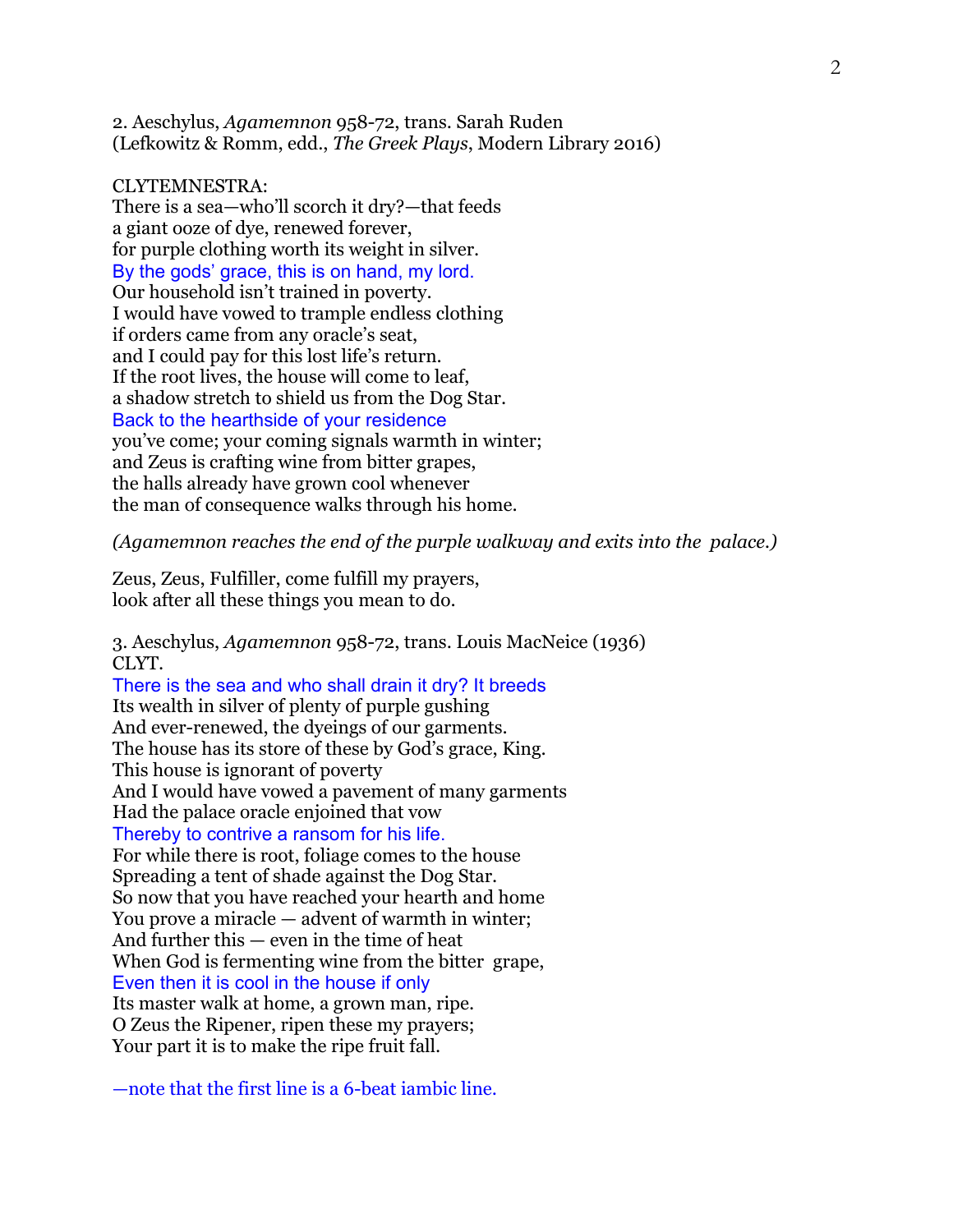2. Aeschylus, *Agamemnon* 958-72, trans. Sarah Ruden
(Lefkowitz & Romm, edd., *The Greek Plays*, Modern Library 2016)

CLYTEMNESTRA:
There is a sea—who'll scorch it dry?—that feeds
a giant ooze of dye, renewed forever,
for purple clothing worth its weight in silver.
By the gods' grace, this is on hand, my lord.
Our household isn't trained in poverty.
I would have vowed to trample endless clothing
if orders came from any oracle's seat,
and I could pay for this lost life's return.
If the root lives, the house will come to leaf,
a shadow stretch to shield us from the Dog Star.
Back to the hearthside of your residence
you've come; your coming signals warmth in winter;
and Zeus is crafting wine from bitter grapes,
the halls already have grown cool whenever
the man of consequence walks through his home.

*(Agamemnon reaches the end of the purple walkway and exits into the palace.)*

Zeus, Zeus, Fulfiller, come fulfill my prayers,
look after all these things you mean to do.

3. Aeschylus, *Agamemnon* 958-72, trans. Louis MacNeice (1936)
CLYT.
There is the sea and who shall drain it dry? It breeds
Its wealth in silver of plenty of purple gushing
And ever-renewed, the dyeings of our garments.
The house has its store of these by God's grace, King.
This house is ignorant of poverty
And I would have vowed a pavement of many garments
Had the palace oracle enjoined that vow
Thereby to contrive a ransom for his life.
For while there is root, foliage comes to the house
Spreading a tent of shade against the Dog Star.
So now that you have reached your hearth and home
You prove a miracle — advent of warmth in winter;
And further this — even in the time of heat
When God is fermenting wine from the bitter grape,
Even then it is cool in the house if only
Its master walk at home, a grown man, ripe.
O Zeus the Ripener, ripen these my prayers;
Your part it is to make the ripe fruit fall.

—note that the first line is a 6-beat iambic line.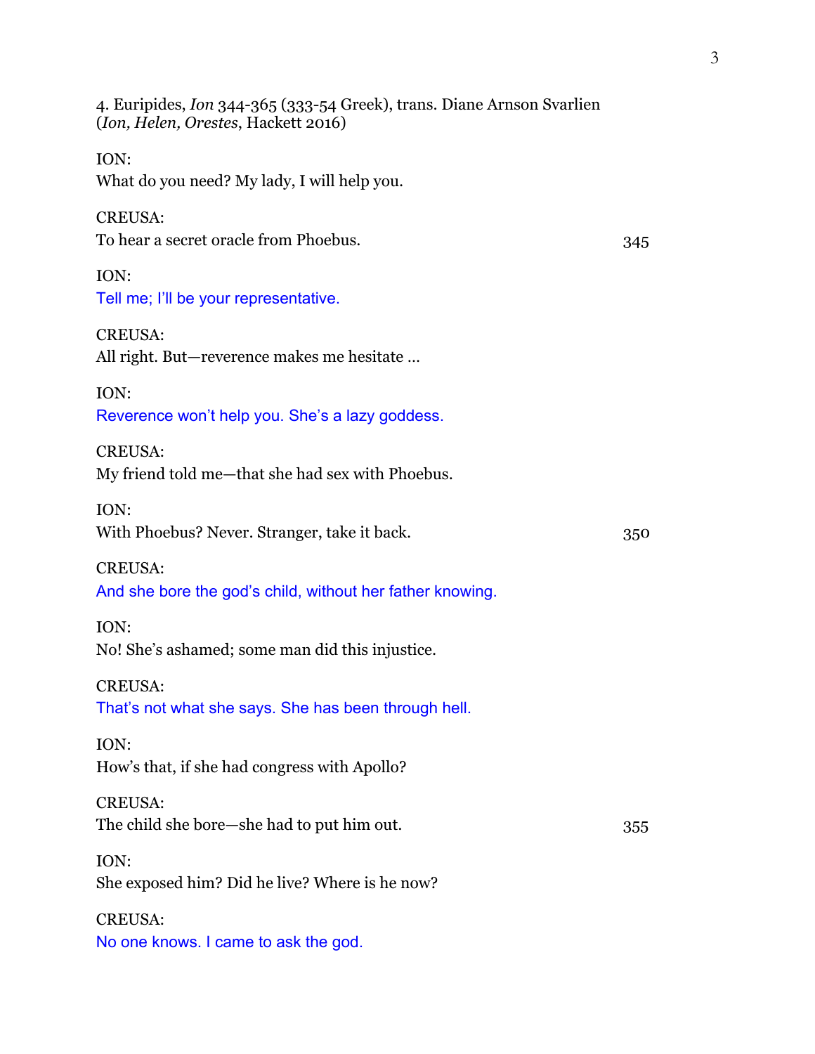4. Euripides, *Ion* 344-365 (333-54 Greek), trans. Diane Arnson Svarlien (*Ion, Helen, Orestes*, Hackett 2016)

ION:
What do you need? My lady, I will help you.

CREUSA:
To hear a secret oracle from Phoebus. 345

ION:
Tell me; I'll be your representative.

CREUSA:
All right. But—reverence makes me hesitate ...

ION:
Reverence won't help you. She's a lazy goddess.

CREUSA:
My friend told me—that she had sex with Phoebus.

ION:
With Phoebus? Never. Stranger, take it back. 350

CREUSA:
And she bore the god's child, without her father knowing.

ION:
No! She's ashamed; some man did this injustice.

CREUSA:
That's not what she says. She has been through hell.

ION:
How's that, if she had congress with Apollo?

CREUSA:
The child she bore—she had to put him out. 355

ION:
She exposed him? Did he live? Where is he now?

CREUSA:
No one knows. I came to ask the god.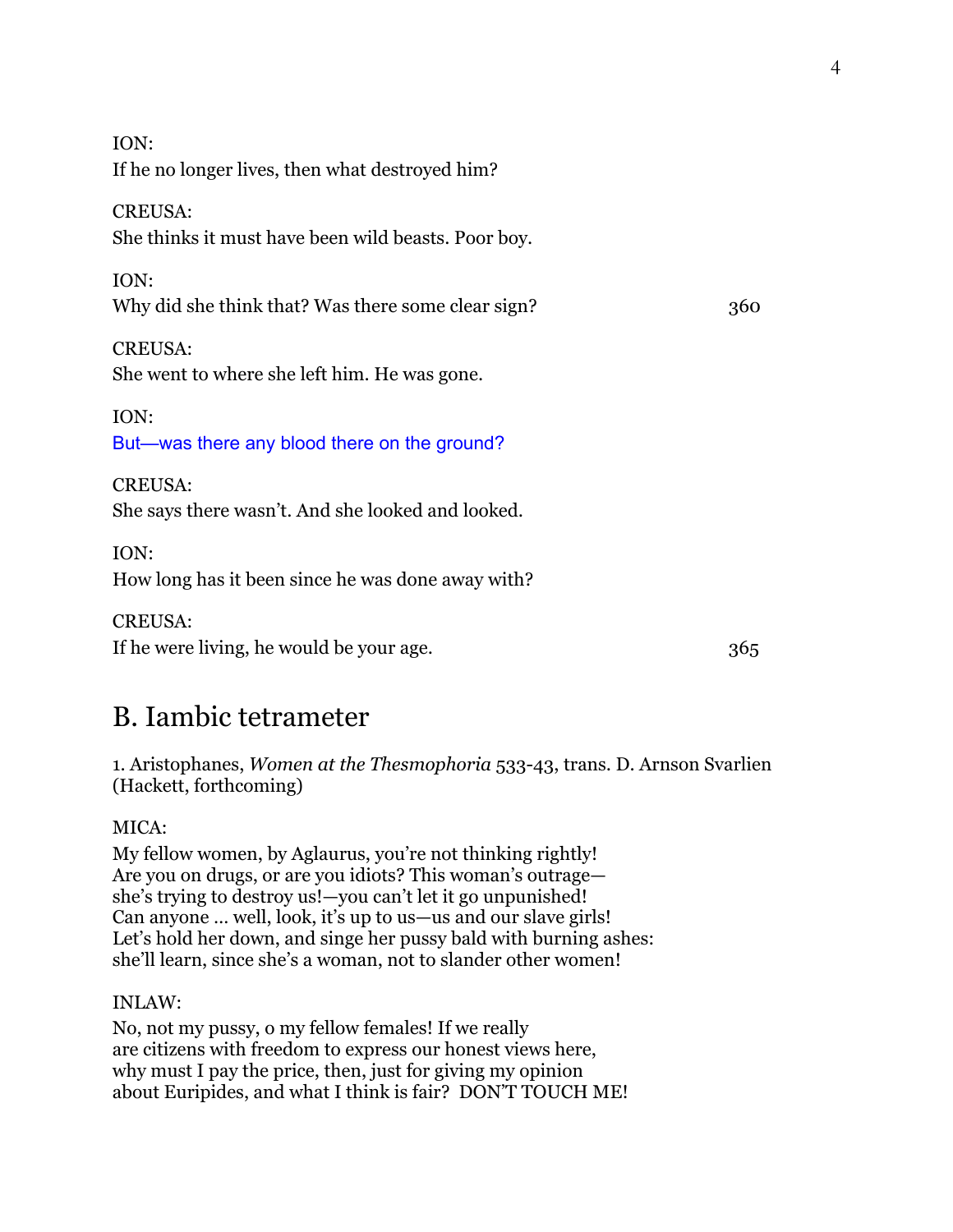ION:
If he no longer lives, then what destroyed him?

CREUSA:
She thinks it must have been wild beasts. Poor boy.

ION:
Why did she think that? Was there some clear sign? 360

CREUSA:
She went to where she left him. He was gone.

ION:
But—was there any blood there on the ground?

CREUSA:
She says there wasn't. And she looked and looked.

ION:
How long has it been since he was done away with?

CREUSA:
If he were living, he would be your age. 365

## B. Iambic tetrameter

1. Aristophanes, *Women at the Thesmophoria* 533-43, trans. D. Arnson Svarlien (Hackett, forthcoming)

MICA:

My fellow women, by Aglaurus, you're not thinking rightly!
Are you on drugs, or are you idiots? This woman's outrage—
she's trying to destroy us!—you can't let it go unpunished!
Can anyone ... well, look, it's up to us—us and our slave girls!
Let's hold her down, and singe her pussy bald with burning ashes:
she'll learn, since she's a woman, not to slander other women!

INLAW:

No, not my pussy, o my fellow females! If we really
are citizens with freedom to express our honest views here,
why must I pay the price, then, just for giving my opinion
about Euripides, and what I think is fair? DON'T TOUCH ME!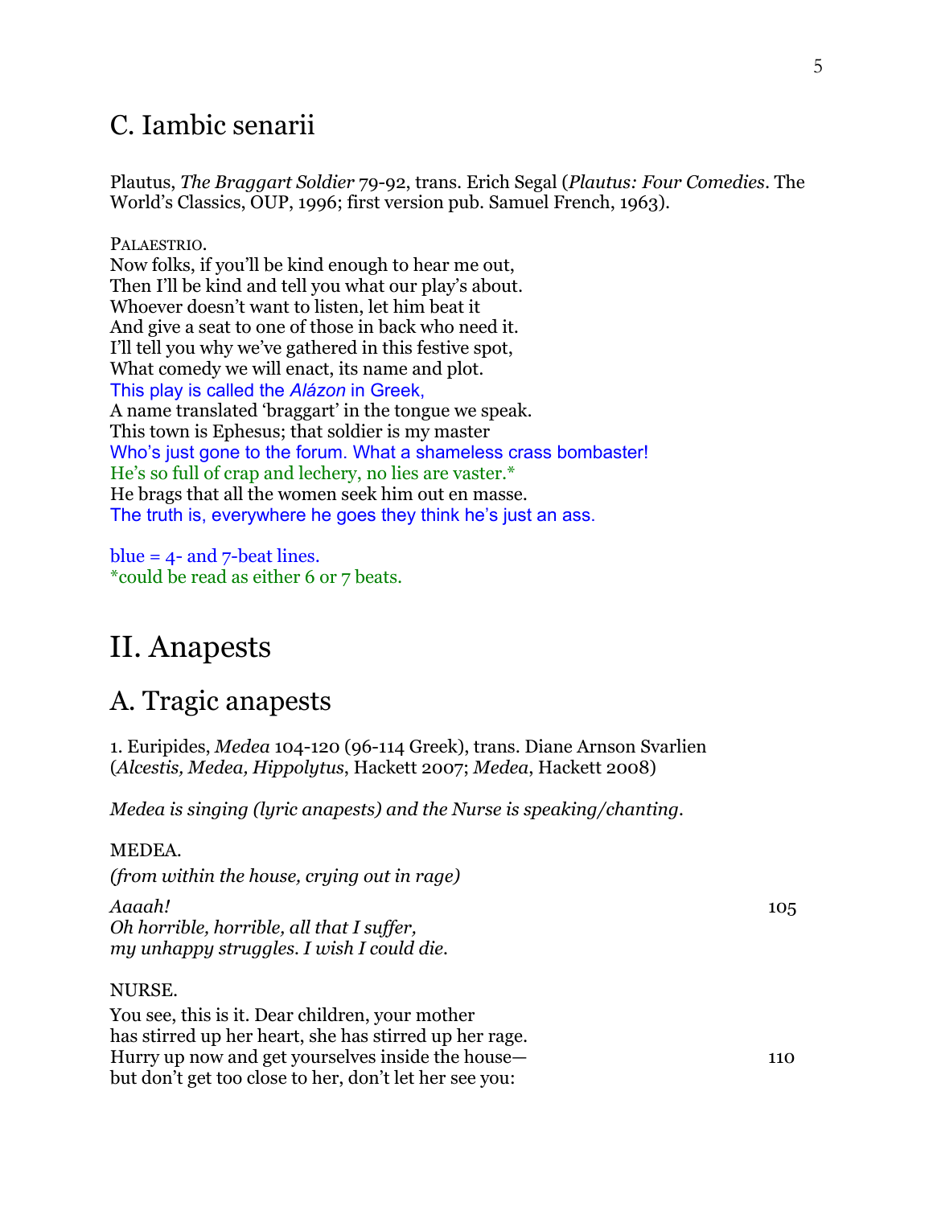## C. Iambic senarii

Plautus, *The Braggart Soldier* 79-92, trans. Erich Segal (*Plautus: Four Comedies*. The World's Classics, OUP, 1996; first version pub. Samuel French, 1963).

PALAESTRIO.
Now folks, if you'll be kind enough to hear me out,
Then I'll be kind and tell you what our play's about.
Whoever doesn't want to listen, let him beat it
And give a seat to one of those in back who need it.
I'll tell you why we've gathered in this festive spot,
What comedy we will enact, its name and plot.
This play is called the *Alázon* in Greek,
A name translated 'braggart' in the tongue we speak.
This town is Ephesus; that soldier is my master
Who's just gone to the forum. What a shameless crass bombaster!
He's so full of crap and lechery, no lies are vaster.*
He brags that all the women seek him out en masse.
The truth is, everywhere he goes they think he's just an ass.

blue = 4- and 7-beat lines.
*could be read as either 6 or 7 beats.

# II. Anapests

## A. Tragic anapests

1. Euripides, *Medea* 104-120 (96-114 Greek), trans. Diane Arnson Svarlien (*Alcestis, Medea, Hippolytus*, Hackett 2007; *Medea*, Hackett 2008)

*Medea is singing (lyric anapests) and the Nurse is speaking/chanting.*

MEDEA.
*(from within the house, crying out in rage)*

*Aaaah!* 105
*Oh horrible, horrible, all that I suffer,*
*my unhappy struggles. I wish I could die.*

NURSE.
You see, this is it. Dear children, your mother
has stirred up her heart, she has stirred up her rage.
Hurry up now and get yourselves inside the house— 110
but don't get too close to her, don't let her see you: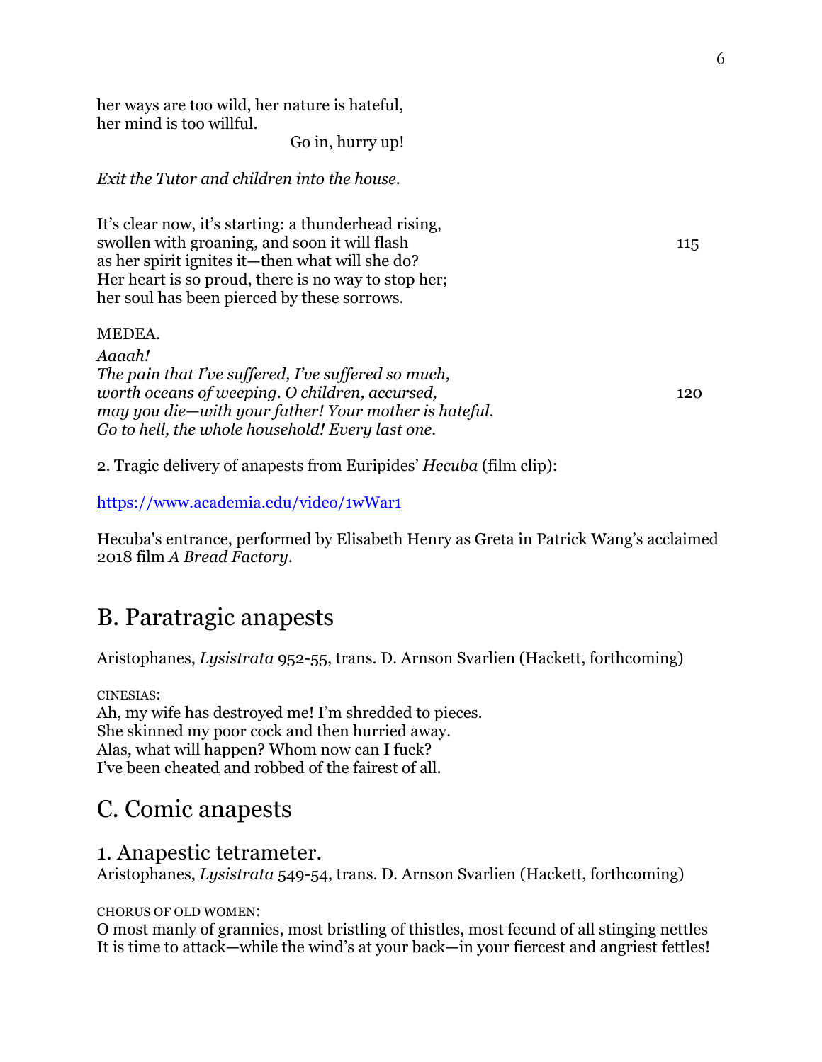her ways are too wild, her nature is hateful,  
her mind is too willful.  
                                        Go in, hurry up!

*Exit the Tutor and children into the house.*

It's clear now, it's starting: a thunderhead rising,  
swollen with groaning, and soon it will flash                                        115  
as her spirit ignites it—then what will she do?  
Her heart is so proud, there is no way to stop her;  
her soul has been pierced by these sorrows.

MEDEA.  
*Aaaah!*  
*The pain that I've suffered, I've suffered so much,*  
*worth oceans of weeping. O children, accursed,*                                        120  
*may you die—with your father! Your mother is hateful.*  
*Go to hell, the whole household! Every last one.*

2. Tragic delivery of anapests from Euripides' *Hecuba* (film clip):

https://www.academia.edu/video/1wWar1

Hecuba's entrance, performed by Elisabeth Henry as Greta in Patrick Wang's acclaimed 2018 film *A Bread Factory*.

## B. Paratragic anapests

Aristophanes, *Lysistrata* 952-55, trans. D. Arnson Svarlien (Hackett, forthcoming)

CINESIAS:  
Ah, my wife has destroyed me! I'm shredded to pieces.  
She skinned my poor cock and then hurried away.  
Alas, what will happen? Whom now can I fuck?  
I've been cheated and robbed of the fairest of all.

## C. Comic anapests

### 1. Anapestic tetrameter.

Aristophanes, *Lysistrata* 549-54, trans. D. Arnson Svarlien (Hackett, forthcoming)

CHORUS OF OLD WOMEN:  
O most manly of grannies, most bristling of thistles, most fecund of all stinging nettles  
It is time to attack—while the wind's at your back—in your fiercest and angriest fettles!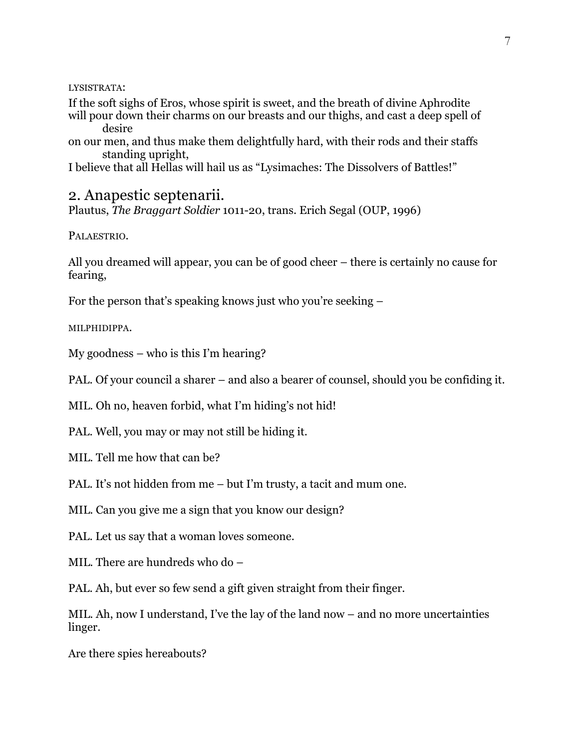LYSISTRATA:

If the soft sighs of Eros, whose spirit is sweet, and the breath of divine Aphrodite
will pour down their charms on our breasts and our thighs, and cast a deep spell of desire
on our men, and thus make them delightfully hard, with their rods and their staffs standing upright,
I believe that all Hellas will hail us as "Lysimaches: The Dissolvers of Battles!"

## 2. Anapestic septenarii.

Plautus, *The Braggart Soldier* 1011-20, trans. Erich Segal (OUP, 1996)

PALAESTRIO.

All you dreamed will appear, you can be of good cheer – there is certainly no cause for fearing,

For the person that's speaking knows just who you're seeking –

MILPHIDIPPA.

My goodness – who is this I'm hearing?

PAL. Of your council a sharer – and also a bearer of counsel, should you be confiding it.

MIL. Oh no, heaven forbid, what I'm hiding's not hid!

PAL. Well, you may or may not still be hiding it.

MIL. Tell me how that can be?

PAL. It's not hidden from me – but I'm trusty, a tacit and mum one.

MIL. Can you give me a sign that you know our design?

PAL. Let us say that a woman loves someone.

MIL. There are hundreds who do –

PAL. Ah, but ever so few send a gift given straight from their finger.

MIL. Ah, now I understand, I've the lay of the land now – and no more uncertainties linger.

Are there spies hereabouts?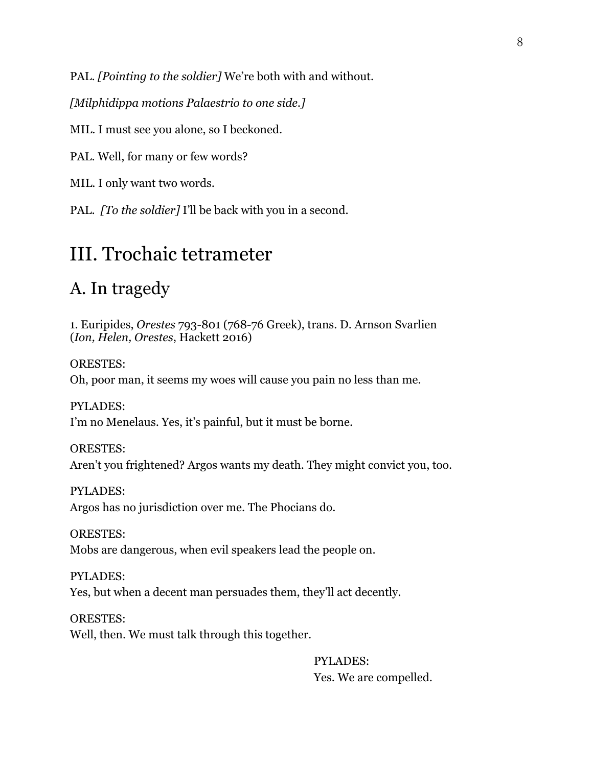PAL. *[Pointing to the soldier]* We're both with and without.

*[Milphidippa motions Palaestrio to one side.]*

MIL. I must see you alone, so I beckoned.

PAL. Well, for many or few words?

MIL. I only want two words.

PAL. *[To the soldier]* I'll be back with you in a second.

# III. Trochaic tetrameter

## A. In tragedy

1. Euripides, *Orestes* 793-801 (768-76 Greek), trans. D. Arnson Svarlien (*Ion, Helen, Orestes*, Hackett 2016)

ORESTES:
Oh, poor man, it seems my woes will cause you pain no less than me.

PYLADES:
I'm no Menelaus. Yes, it's painful, but it must be borne.

ORESTES:
Aren't you frightened? Argos wants my death. They might convict you, too.

PYLADES:
Argos has no jurisdiction over me. The Phocians do.

ORESTES:
Mobs are dangerous, when evil speakers lead the people on.

PYLADES:
Yes, but when a decent man persuades them, they'll act decently.

ORESTES:
Well, then. We must talk through this together.

PYLADES:
Yes. We are compelled.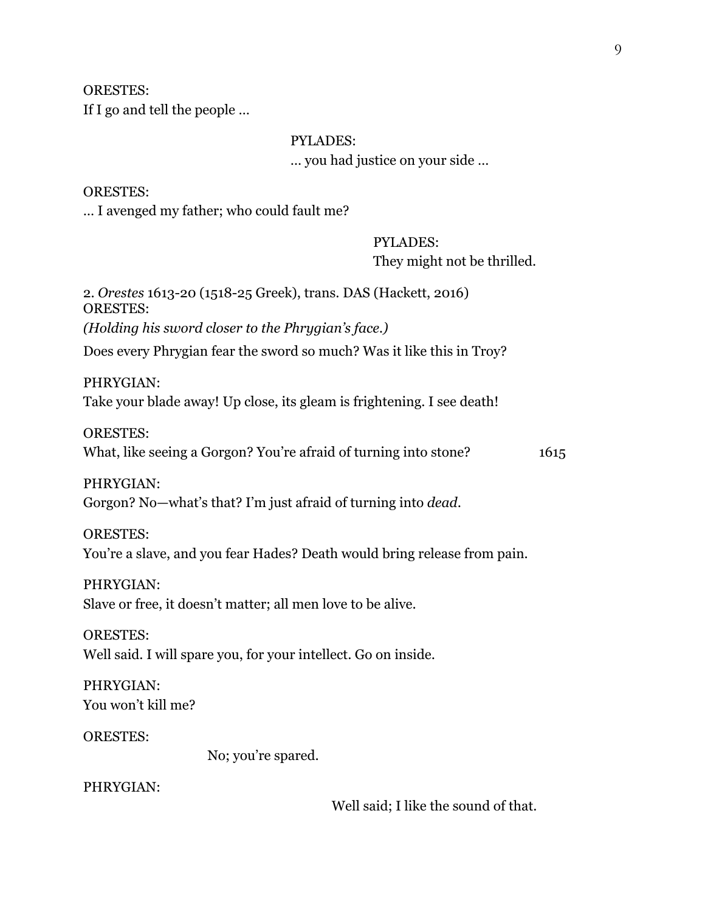ORESTES:
If I go and tell the people …

PYLADES:
… you had justice on your side …

ORESTES:
… I avenged my father; who could fault me?

PYLADES:
They might not be thrilled.

2. *Orestes* 1613-20 (1518-25 Greek), trans. DAS (Hackett, 2016)

ORESTES:
*(Holding his sword closer to the Phrygian's face.)*
Does every Phrygian fear the sword so much? Was it like this in Troy?

PHRYGIAN:
Take your blade away! Up close, its gleam is frightening. I see death!

ORESTES:
What, like seeing a Gorgon? You're afraid of turning into stone? 1615

PHRYGIAN:
Gorgon? No—what's that? I'm just afraid of turning into *dead*.

ORESTES:
You're a slave, and you fear Hades? Death would bring release from pain.

PHRYGIAN:
Slave or free, it doesn't matter; all men love to be alive.

ORESTES:
Well said. I will spare you, for your intellect. Go on inside.

PHRYGIAN:
You won't kill me?

ORESTES:
No; you're spared.

PHRYGIAN:
Well said; I like the sound of that.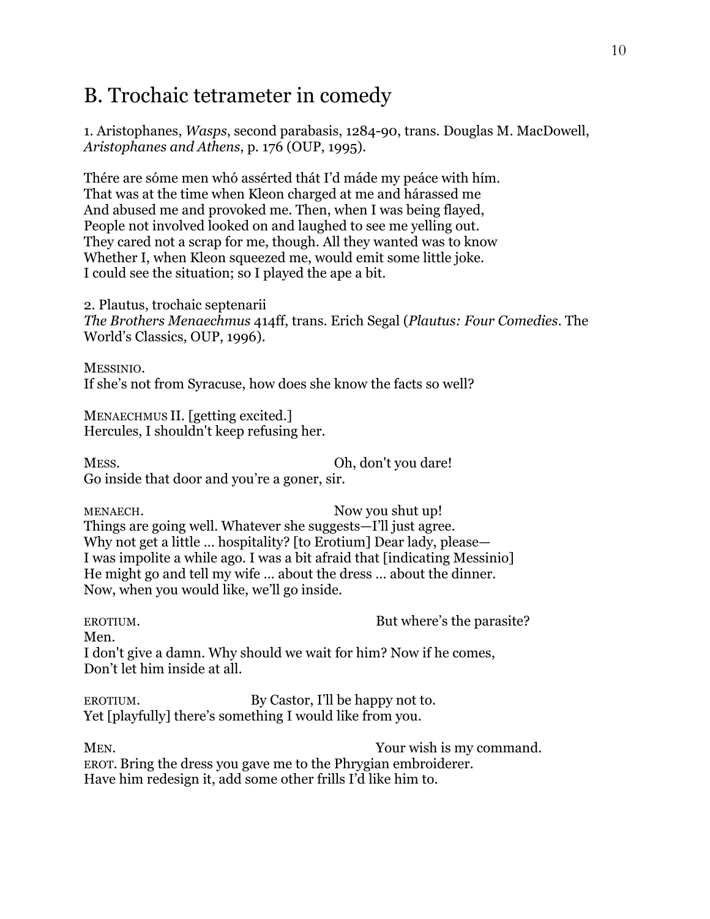## B. Trochaic tetrameter in comedy

1. Aristophanes, *Wasps*, second parabasis, 1284-90, trans. Douglas M. MacDowell, *Aristophanes and Athens*, p. 176 (OUP, 1995).

Thére are sóme men whó assérted thát I'd máde my peáce with hím.  
That was at the time when Kleon charged at me and hárassed me  
And abused me and provoked me. Then, when I was being flayed,  
People not involved looked on and laughed to see me yelling out.  
They cared not a scrap for me, though. All they wanted was to know  
Whether I, when Kleon squeezed me, would emit some little joke.  
I could see the situation; so I played the ape a bit.

2. Plautus, trochaic septenarii  
*The Brothers Menaechmus* 414ff, trans. Erich Segal (*Plautus: Four Comedies*. The World's Classics, OUP, 1996).

MESSINIO.  
If she's not from Syracuse, how does she know the facts so well?

MENAECHMUS II. [getting excited.]  
Hercules, I shouldn't keep refusing her.

MESS. Oh, don't you dare!  
Go inside that door and you're a goner, sir.

MENAECH. Now you shut up!  
Things are going well. Whatever she suggests—I'll just agree.  
Why not get a little ... hospitality? [to Erotium] Dear lady, please—  
I was impolite a while ago. I was a bit afraid that [indicating Messinio]  
He might go and tell my wife ... about the dress ... about the dinner.  
Now, when you would like, we'll go inside.

EROTIUM. But where's the parasite?  
Men.  
I don't give a damn. Why should we wait for him? Now if he comes,  
Don't let him inside at all.

EROTIUM. By Castor, I'll be happy not to.  
Yet [playfully] there's something I would like from you.

MEN. Your wish is my command.  
EROT. Bring the dress you gave me to the Phrygian embroiderer.  
Have him redesign it, add some other frills I'd like him to.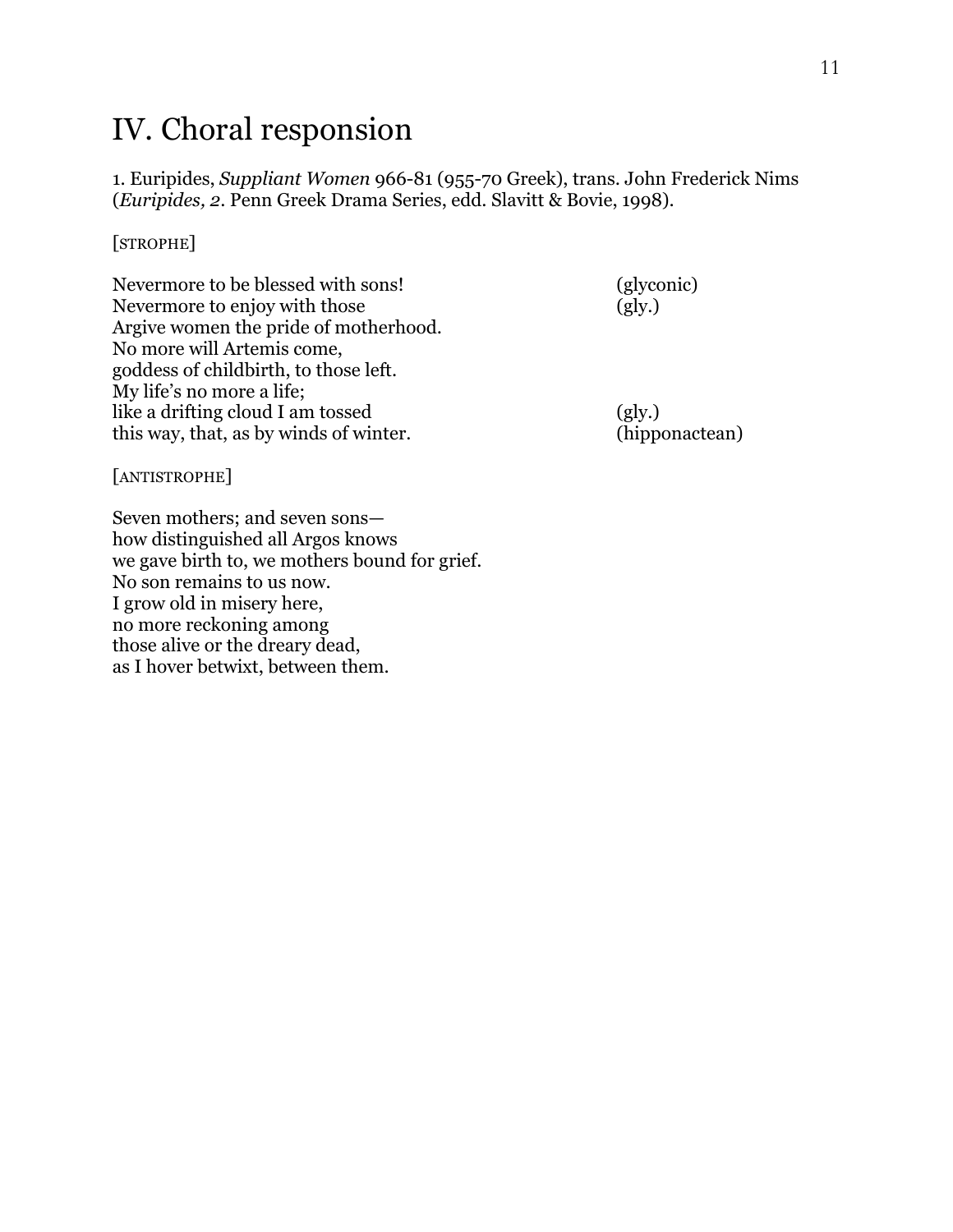# IV. Choral responsion

1. Euripides, *Suppliant Women* 966-81 (955-70 Greek), trans. John Frederick Nims (*Euripides, 2*. Penn Greek Drama Series, edd. Slavitt & Bovie, 1998).

[STROPHE]

| | |
|---|---|
| Nevermore to be blessed with sons! | (glyconic) |
| Nevermore to enjoy with those | (gly.) |
| Argive women the pride of motherhood. | |
| No more will Artemis come, | |
| goddess of childbirth, to those left. | |
| My life's no more a life; | |
| like a drifting cloud I am tossed | (gly.) |
| this way, that, as by winds of winter. | (hipponactean) |

[ANTISTROPHE]

Seven mothers; and seven sons—
how distinguished all Argos knows
we gave birth to, we mothers bound for grief.
No son remains to us now.
I grow old in misery here,
no more reckoning among
those alive or the dreary dead,
as I hover betwixt, between them.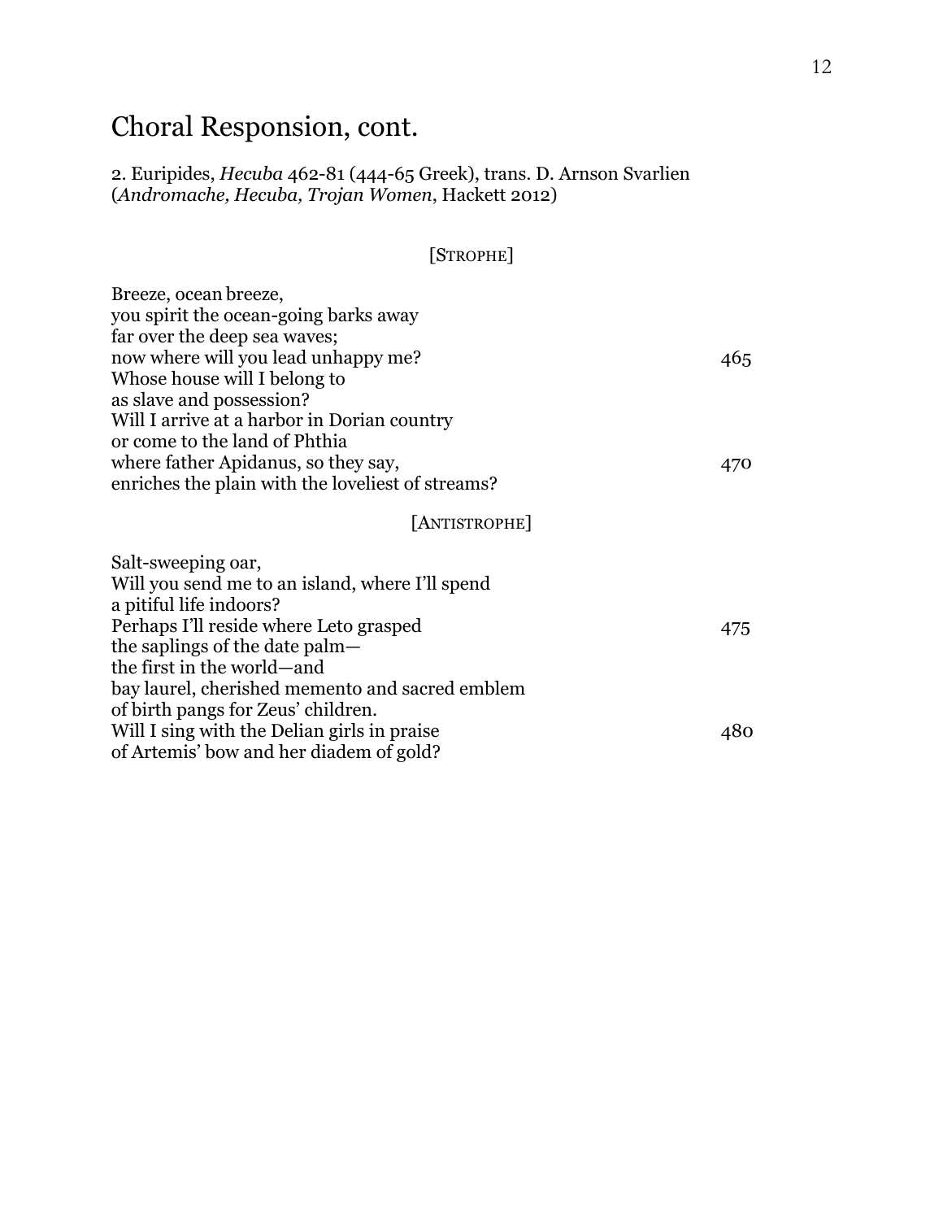# Choral Responsion, cont.

2. Euripides, *Hecuba* 462-81 (444-65 Greek), trans. D. Arnson Svarlien (*Andromache, Hecuba, Trojan Women*, Hackett 2012)

[STROPHE]

Breeze, ocean breeze,  
you spirit the ocean-going barks away  
far over the deep sea waves;  
now where will you lead unhappy me? 465  
Whose house will I belong to  
as slave and possession?  
Will I arrive at a harbor in Dorian country  
or come to the land of Phthia  
where father Apidanus, so they say, 470  
enriches the plain with the loveliest of streams?

[ANTISTROPHE]

Salt-sweeping oar,  
Will you send me to an island, where I'll spend  
a pitiful life indoors?  
Perhaps I'll reside where Leto grasped 475  
the saplings of the date palm—  
the first in the world—and  
bay laurel, cherished memento and sacred emblem  
of birth pangs for Zeus' children.  
Will I sing with the Delian girls in praise 480  
of Artemis' bow and her diadem of gold?